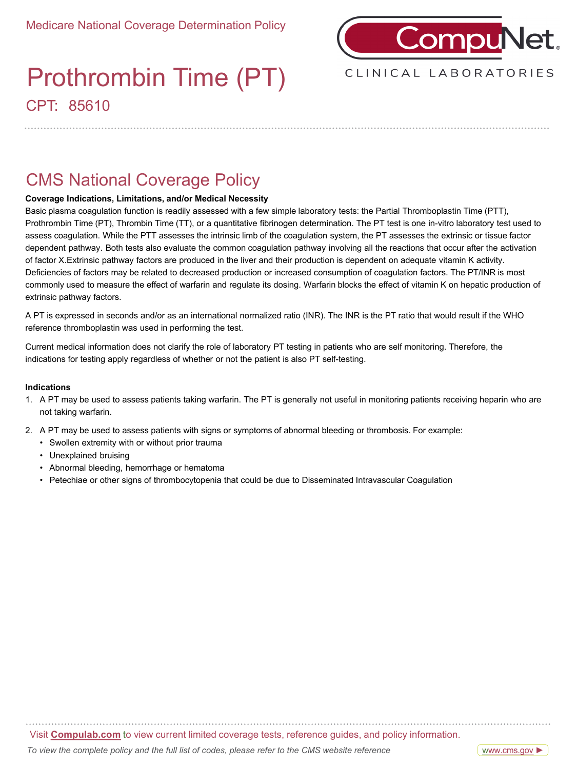Medicare National Coverage Determination Policy

CompuNet CLINICAL LABORATORIES

# Prothrombin Time (PT)

CPT: 85610

## CMS National Coverage Policy

**Coverage Indications, Limitations, and/or Medical Necessity**

Basic plasma coagulation function is readily assessed with a few simple laboratory tests: the Partial Thromboplastin Time (PTT), Prothrombin Time (PT), Thrombin Time (TT), or a quantitative fibrinogen determination. The PT test is one in-vitro laboratory test used to assess coagulation. While the PTT assesses the intrinsic limb of the coagulation system, the PT assesses the extrinsic or tissue factor dependent pathway. Both tests also evaluate the common coagulation pathway involving all the reactions that occur after the activation of factor X.Extrinsic pathway factors are produced in the liver and their production is dependent on adequate vitamin K activity. Deficiencies of factors may be related to decreased production or increased consumption of coagulation factors. The PT/INR is most commonly used to measure the effect of warfarin and regulate its dosing. Warfarin blocks the effect of vitamin K on hepatic production of extrinsic pathway factors.

A PT is expressed in seconds and/or as an international normalized ratio (INR). The INR is the PT ratio that would result if the WHO reference thromboplastin was used in performing the test.

Current medical information does not clarify the role of laboratory PT testing in patients who are self monitoring. Therefore, the indications for testing apply regardless of whether or not the patient is also PT self-testing.

**Indications**

1. A PT may be used to assess patients taking warfarin. The PT is generally not useful in monitoring patients receiving heparin who are not taking warfarin.
2. A PT may be used to assess patients with signs or symptoms of abnormal bleeding or thrombosis. For example:
   - Swollen extremity with or without prior trauma
   - Unexplained bruising
   - Abnormal bleeding, hemorrhage or hematoma
   - Petechiae or other signs of thrombocytopenia that could be due to Disseminated Intravascular Coagulation

Visit **Compulab.com** to view current limited coverage tests, reference guides, and policy information.

*To view the complete policy and the full list of codes, please refer to the CMS website reference* www.cms.gov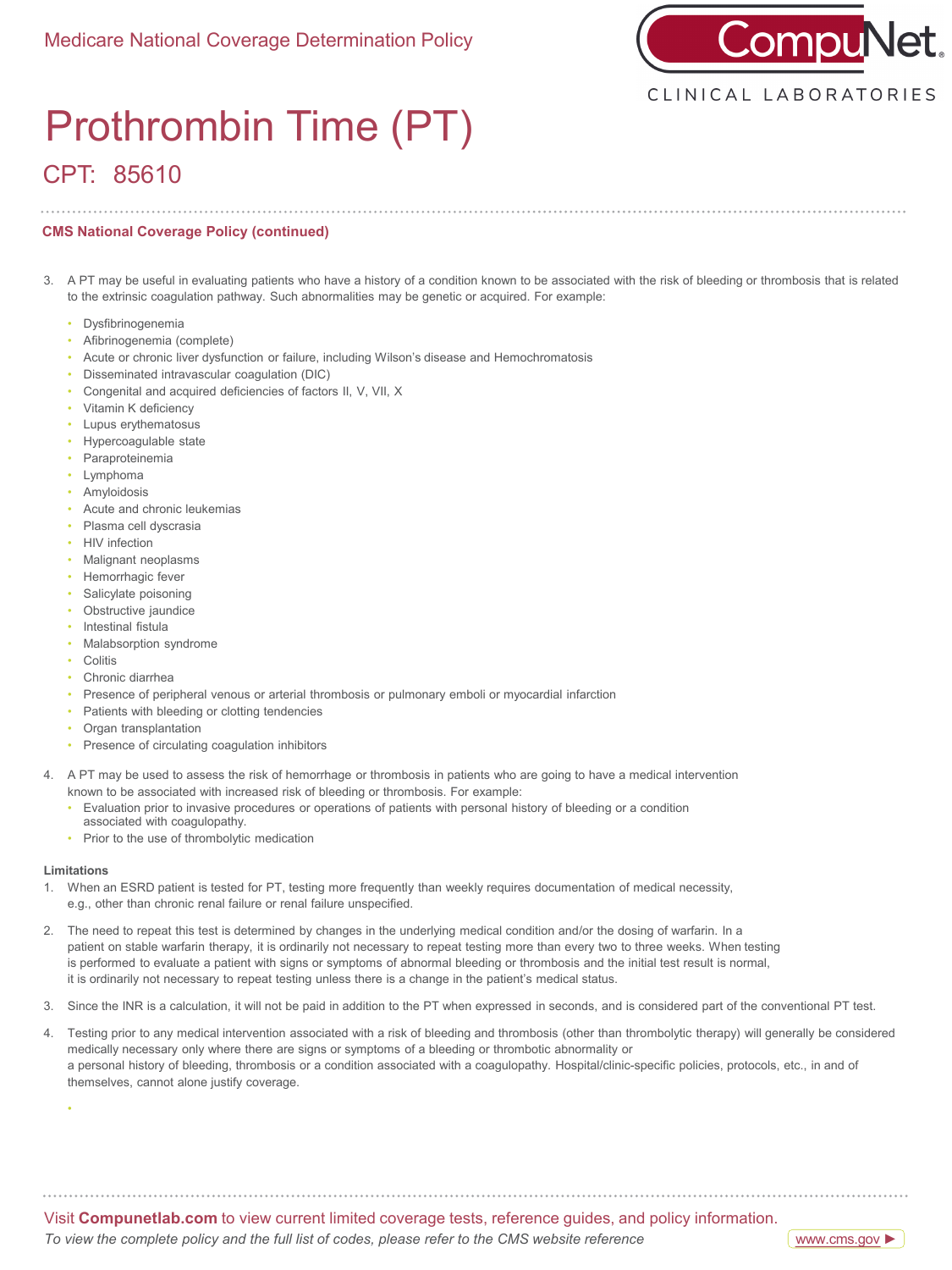# Prothrombin Time (PT)

## CPT: 85610

**CMS National Coverage Policy (continued)**

3. A PT may be useful in evaluating patients who have a history of a condition known to be associated with the risk of bleeding or thrombosis that is related to the extrinsic coagulation pathway. Such abnormalities may be genetic or acquired. For example:
   - Dysfibrinogenemia
   - Afibrinogenemia (complete)
   - Acute or chronic liver dysfunction or failure, including Wilson's disease and Hemochromatosis
   - Disseminated intravascular coagulation (DIC)
   - Congenital and acquired deficiencies of factors II, V, VII, X
   - Vitamin K deficiency
   - Lupus erythematosus
   - Hypercoagulable state
   - Paraproteinemia
   - Lymphoma
   - Amyloidosis
   - Acute and chronic leukemias
   - Plasma cell dyscrasia
   - HIV infection
   - Malignant neoplasms
   - Hemorrhagic fever
   - Salicylate poisoning
   - Obstructive jaundice
   - Intestinal fistula
   - Malabsorption syndrome
   - Colitis
   - Chronic diarrhea
   - Presence of peripheral venous or arterial thrombosis or pulmonary emboli or myocardial infarction
   - Patients with bleeding or clotting tendencies
   - Organ transplantation
   - Presence of circulating coagulation inhibitors

4. A PT may be used to assess the risk of hemorrhage or thrombosis in patients who are going to have a medical intervention known to be associated with increased risk of bleeding or thrombosis. For example:
   - Evaluation prior to invasive procedures or operations of patients with personal history of bleeding or a condition associated with coagulopathy.
   - Prior to the use of thrombolytic medication

**Limitations**

1. When an ESRD patient is tested for PT, testing more frequently than weekly requires documentation of medical necessity, e.g., other than chronic renal failure or renal failure unspecified.

2. The need to repeat this test is determined by changes in the underlying medical condition and/or the dosing of warfarin. In a patient on stable warfarin therapy, it is ordinarily not necessary to repeat testing more than every two to three weeks. When testing is performed to evaluate a patient with signs or symptoms of abnormal bleeding or thrombosis and the initial test result is normal, it is ordinarily not necessary to repeat testing unless there is a change in the patient's medical status.

3. Since the INR is a calculation, it will not be paid in addition to the PT when expressed in seconds, and is considered part of the conventional PT test.

4. Testing prior to any medical intervention associated with a risk of bleeding and thrombosis (other than thrombolytic therapy) will generally be considered medically necessary only where there are signs or symptoms of a bleeding or thrombotic abnormality or a personal history of bleeding, thrombosis or a condition associated with a coagulopathy. Hospital/clinic-specific policies, protocols, etc., in and of themselves, cannot alone justify coverage.

Visit **Compunetlab.com** to view current limited coverage tests, reference guides, and policy information.

*To view the complete policy and the full list of codes, please refer to the CMS website reference* www.cms.gov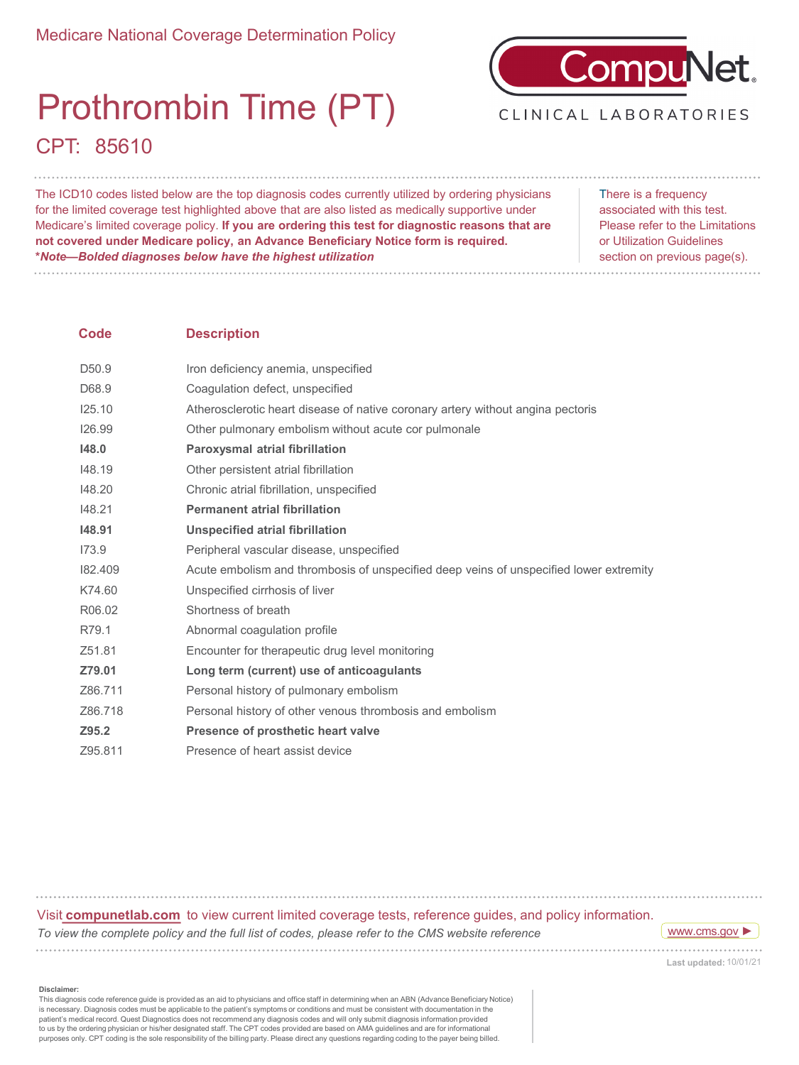Medicare National Coverage Determination Policy

# Prothrombin Time (PT)

## CPT: 85610

CompuNet CLINICAL LABORATORIES

The ICD10 codes listed below are the top diagnosis codes currently utilized by ordering physicians for the limited coverage test highlighted above that are also listed as medically supportive under Medicare's limited coverage policy. **If you are ordering this test for diagnostic reasons that are not covered under Medicare policy, an Advance Beneficiary Notice form is required.** ***Note—Bolded diagnoses below have the highest utilization***

There is a frequency associated with this test. Please refer to the Limitations or Utilization Guidelines section on previous page(s).

| Code | Description |
|---|---|
| D50.9 | Iron deficiency anemia, unspecified |
| D68.9 | Coagulation defect, unspecified |
| I25.10 | Atherosclerotic heart disease of native coronary artery without angina pectoris |
| I26.99 | Other pulmonary embolism without acute cor pulmonale |
| **I48.0** | **Paroxysmal atrial fibrillation** |
| I48.19 | Other persistent atrial fibrillation |
| I48.20 | Chronic atrial fibrillation, unspecified |
| I48.21 | **Permanent atrial fibrillation** |
| **I48.91** | **Unspecified atrial fibrillation** |
| I73.9 | Peripheral vascular disease, unspecified |
| I82.409 | Acute embolism and thrombosis of unspecified deep veins of unspecified lower extremity |
| K74.60 | Unspecified cirrhosis of liver |
| R06.02 | Shortness of breath |
| R79.1 | Abnormal coagulation profile |
| Z51.81 | Encounter for therapeutic drug level monitoring |
| **Z79.01** | **Long term (current) use of anticoagulants** |
| Z86.711 | Personal history of pulmonary embolism |
| Z86.718 | Personal history of other venous thrombosis and embolism |
| **Z95.2** | **Presence of prosthetic heart valve** |
| Z95.811 | Presence of heart assist device |

Visit **compunetlab.com** to view current limited coverage tests, reference guides, and policy information.

*To view the complete policy and the full list of codes, please refer to the CMS website reference* www.cms.gov ▶

**Last updated:** 10/01/21

**Disclaimer:**
This diagnosis code reference guide is provided as an aid to physicians and office staff in determining when an ABN (Advance Beneficiary Notice) is necessary. Diagnosis codes must be applicable to the patient's symptoms or conditions and must be consistent with documentation in the patient's medical record. Quest Diagnostics does not recommend any diagnosis codes and will only submit diagnosis information provided to us by the ordering physician or his/her designated staff. The CPT codes provided are based on AMA guidelines and are for informational purposes only. CPT coding is the sole responsibility of the billing party. Please direct any questions regarding coding to the payer being billed.